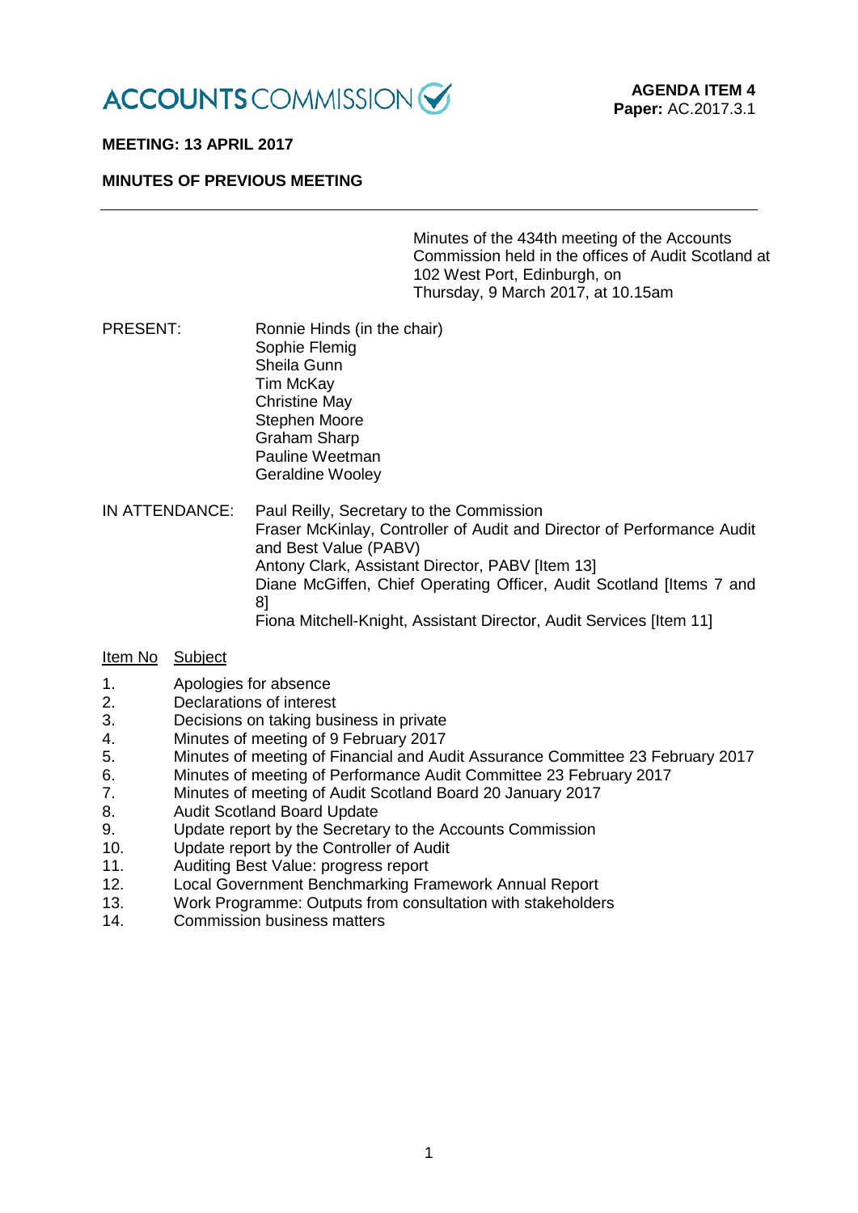ACCOUNTS COMMISSION

**AGENDA ITEM 4**
**Paper:** AC.2017.3.1

**MEETING: 13 APRIL 2017**

**MINUTES OF PREVIOUS MEETING**

---

Minutes of the 434th meeting of the Accounts Commission held in the offices of Audit Scotland at 102 West Port, Edinburgh, on Thursday, 9 March 2017, at 10.15am

PRESENT:

Ronnie Hinds (in the chair)
Sophie Flemig
Sheila Gunn
Tim McKay
Christine May
Stephen Moore
Graham Sharp
Pauline Weetman
Geraldine Wooley

IN ATTENDANCE:

Paul Reilly, Secretary to the Commission
Fraser McKinlay, Controller of Audit and Director of Performance Audit and Best Value (PABV)
Antony Clark, Assistant Director, PABV [Item 13]
Diane McGiffen, Chief Operating Officer, Audit Scotland [Items 7 and 8]
Fiona Mitchell-Knight, Assistant Director, Audit Services [Item 11]

| Item No | Subject |
|---|---|
| 1. | Apologies for absence |
| 2. | Declarations of interest |
| 3. | Decisions on taking business in private |
| 4. | Minutes of meeting of 9 February 2017 |
| 5. | Minutes of meeting of Financial and Audit Assurance Committee 23 February 2017 |
| 6. | Minutes of meeting of Performance Audit Committee 23 February 2017 |
| 7. | Minutes of meeting of Audit Scotland Board 20 January 2017 |
| 8. | Audit Scotland Board Update |
| 9. | Update report by the Secretary to the Accounts Commission |
| 10. | Update report by the Controller of Audit |
| 11. | Auditing Best Value: progress report |
| 12. | Local Government Benchmarking Framework Annual Report |
| 13. | Work Programme: Outputs from consultation with stakeholders |
| 14. | Commission business matters |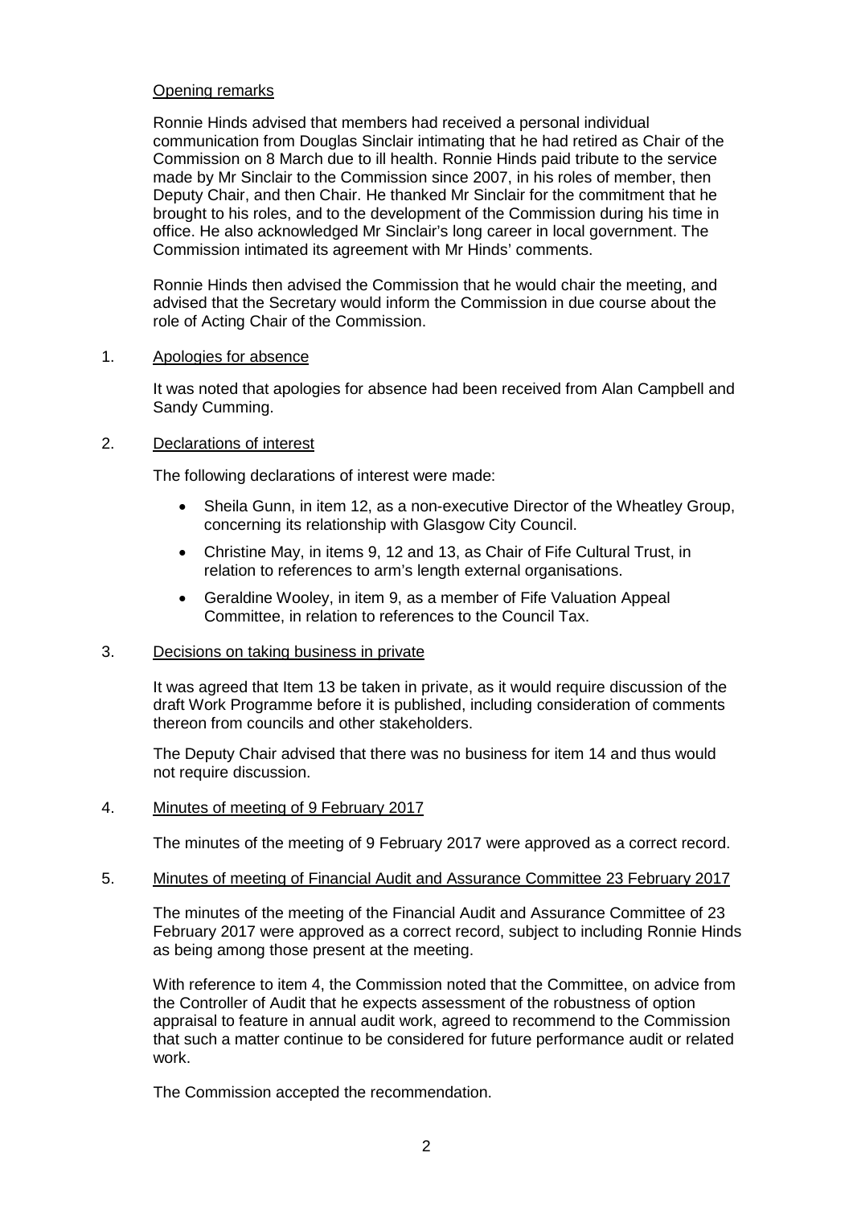## Opening remarks

Ronnie Hinds advised that members had received a personal individual communication from Douglas Sinclair intimating that he had retired as Chair of the Commission on 8 March due to ill health. Ronnie Hinds paid tribute to the service made by Mr Sinclair to the Commission since 2007, in his roles of member, then Deputy Chair, and then Chair. He thanked Mr Sinclair for the commitment that he brought to his roles, and to the development of the Commission during his time in office. He also acknowledged Mr Sinclair's long career in local government. The Commission intimated its agreement with Mr Hinds' comments.

Ronnie Hinds then advised the Commission that he would chair the meeting, and advised that the Secretary would inform the Commission in due course about the role of Acting Chair of the Commission.

## 1. Apologies for absence

It was noted that apologies for absence had been received from Alan Campbell and Sandy Cumming.

## 2. Declarations of interest

The following declarations of interest were made:

- Sheila Gunn, in item 12, as a non-executive Director of the Wheatley Group, concerning its relationship with Glasgow City Council.
- Christine May, in items 9, 12 and 13, as Chair of Fife Cultural Trust, in relation to references to arm's length external organisations.
- Geraldine Wooley, in item 9, as a member of Fife Valuation Appeal Committee, in relation to references to the Council Tax.

## 3. Decisions on taking business in private

It was agreed that Item 13 be taken in private, as it would require discussion of the draft Work Programme before it is published, including consideration of comments thereon from councils and other stakeholders.

The Deputy Chair advised that there was no business for item 14 and thus would not require discussion.

## 4. Minutes of meeting of 9 February 2017

The minutes of the meeting of 9 February 2017 were approved as a correct record.

## 5. Minutes of meeting of Financial Audit and Assurance Committee 23 February 2017

The minutes of the meeting of the Financial Audit and Assurance Committee of 23 February 2017 were approved as a correct record, subject to including Ronnie Hinds as being among those present at the meeting.

With reference to item 4, the Commission noted that the Committee, on advice from the Controller of Audit that he expects assessment of the robustness of option appraisal to feature in annual audit work, agreed to recommend to the Commission that such a matter continue to be considered for future performance audit or related work.

The Commission accepted the recommendation.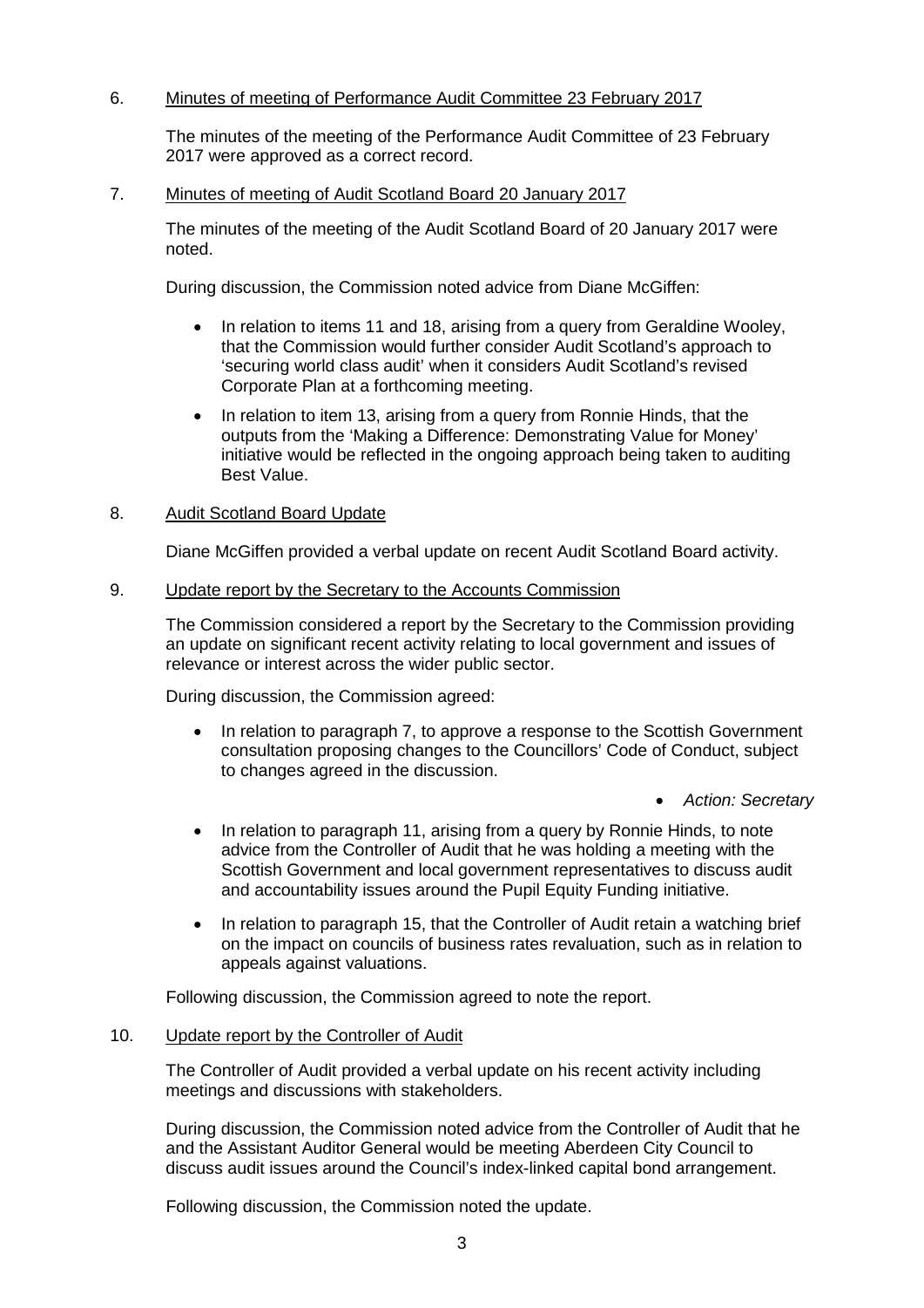6. <u>Minutes of meeting of Performance Audit Committee 23 February 2017</u>

   The minutes of the meeting of the Performance Audit Committee of 23 February 2017 were approved as a correct record.

7. <u>Minutes of meeting of Audit Scotland Board 20 January 2017</u>

   The minutes of the meeting of the Audit Scotland Board of 20 January 2017 were noted.

   During discussion, the Commission noted advice from Diane McGiffen:

   - In relation to items 11 and 18, arising from a query from Geraldine Wooley, that the Commission would further consider Audit Scotland's approach to 'securing world class audit' when it considers Audit Scotland's revised Corporate Plan at a forthcoming meeting.
   - In relation to item 13, arising from a query from Ronnie Hinds, that the outputs from the 'Making a Difference: Demonstrating Value for Money' initiative would be reflected in the ongoing approach being taken to auditing Best Value.

8. <u>Audit Scotland Board Update</u>

   Diane McGiffen provided a verbal update on recent Audit Scotland Board activity.

9. <u>Update report by the Secretary to the Accounts Commission</u>

   The Commission considered a report by the Secretary to the Commission providing an update on significant recent activity relating to local government and issues of relevance or interest across the wider public sector.

   During discussion, the Commission agreed:

   - In relation to paragraph 7, to approve a response to the Scottish Government consultation proposing changes to the Councillors' Code of Conduct, subject to changes agreed in the discussion.

     - *Action: Secretary*

   - In relation to paragraph 11, arising from a query by Ronnie Hinds, to note advice from the Controller of Audit that he was holding a meeting with the Scottish Government and local government representatives to discuss audit and accountability issues around the Pupil Equity Funding initiative.
   - In relation to paragraph 15, that the Controller of Audit retain a watching brief on the impact on councils of business rates revaluation, such as in relation to appeals against valuations.

   Following discussion, the Commission agreed to note the report.

10. <u>Update report by the Controller of Audit</u>

    The Controller of Audit provided a verbal update on his recent activity including meetings and discussions with stakeholders.

    During discussion, the Commission noted advice from the Controller of Audit that he and the Assistant Auditor General would be meeting Aberdeen City Council to discuss audit issues around the Council's index-linked capital bond arrangement.

    Following discussion, the Commission noted the update.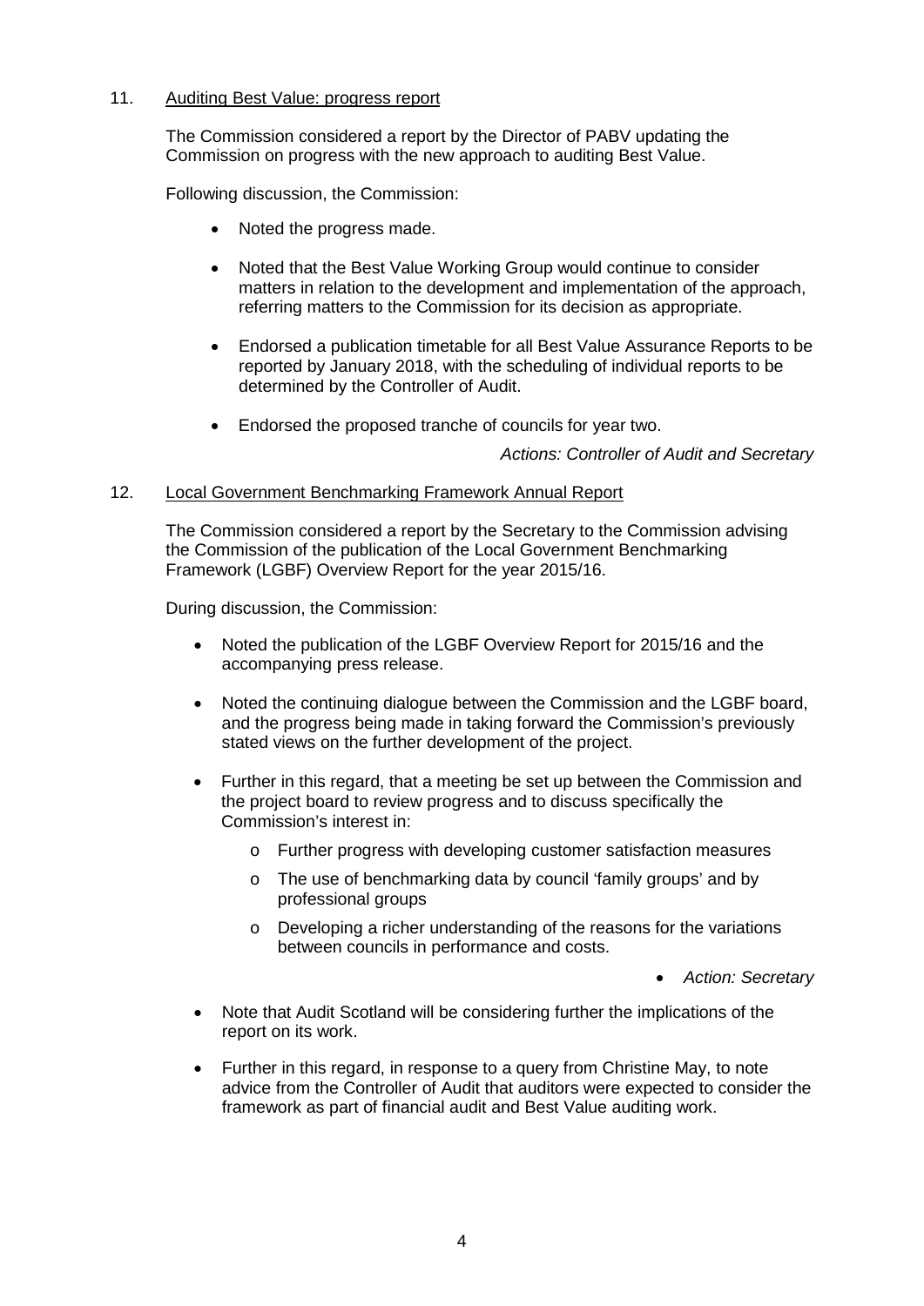11. Auditing Best Value: progress report

The Commission considered a report by the Director of PABV updating the Commission on progress with the new approach to auditing Best Value.

Following discussion, the Commission:

- Noted the progress made.
- Noted that the Best Value Working Group would continue to consider matters in relation to the development and implementation of the approach, referring matters to the Commission for its decision as appropriate.
- Endorsed a publication timetable for all Best Value Assurance Reports to be reported by January 2018, with the scheduling of individual reports to be determined by the Controller of Audit.
- Endorsed the proposed tranche of councils for year two.

*Actions: Controller of Audit and Secretary*

12. Local Government Benchmarking Framework Annual Report

The Commission considered a report by the Secretary to the Commission advising the Commission of the publication of the Local Government Benchmarking Framework (LGBF) Overview Report for the year 2015/16.

During discussion, the Commission:

- Noted the publication of the LGBF Overview Report for 2015/16 and the accompanying press release.
- Noted the continuing dialogue between the Commission and the LGBF board, and the progress being made in taking forward the Commission's previously stated views on the further development of the project.
- Further in this regard, that a meeting be set up between the Commission and the project board to review progress and to discuss specifically the Commission's interest in:
  - Further progress with developing customer satisfaction measures
  - The use of benchmarking data by council 'family groups' and by professional groups
  - Developing a richer understanding of the reasons for the variations between councils in performance and costs.

  - *Action: Secretary*

- Note that Audit Scotland will be considering further the implications of the report on its work.
- Further in this regard, in response to a query from Christine May, to note advice from the Controller of Audit that auditors were expected to consider the framework as part of financial audit and Best Value auditing work.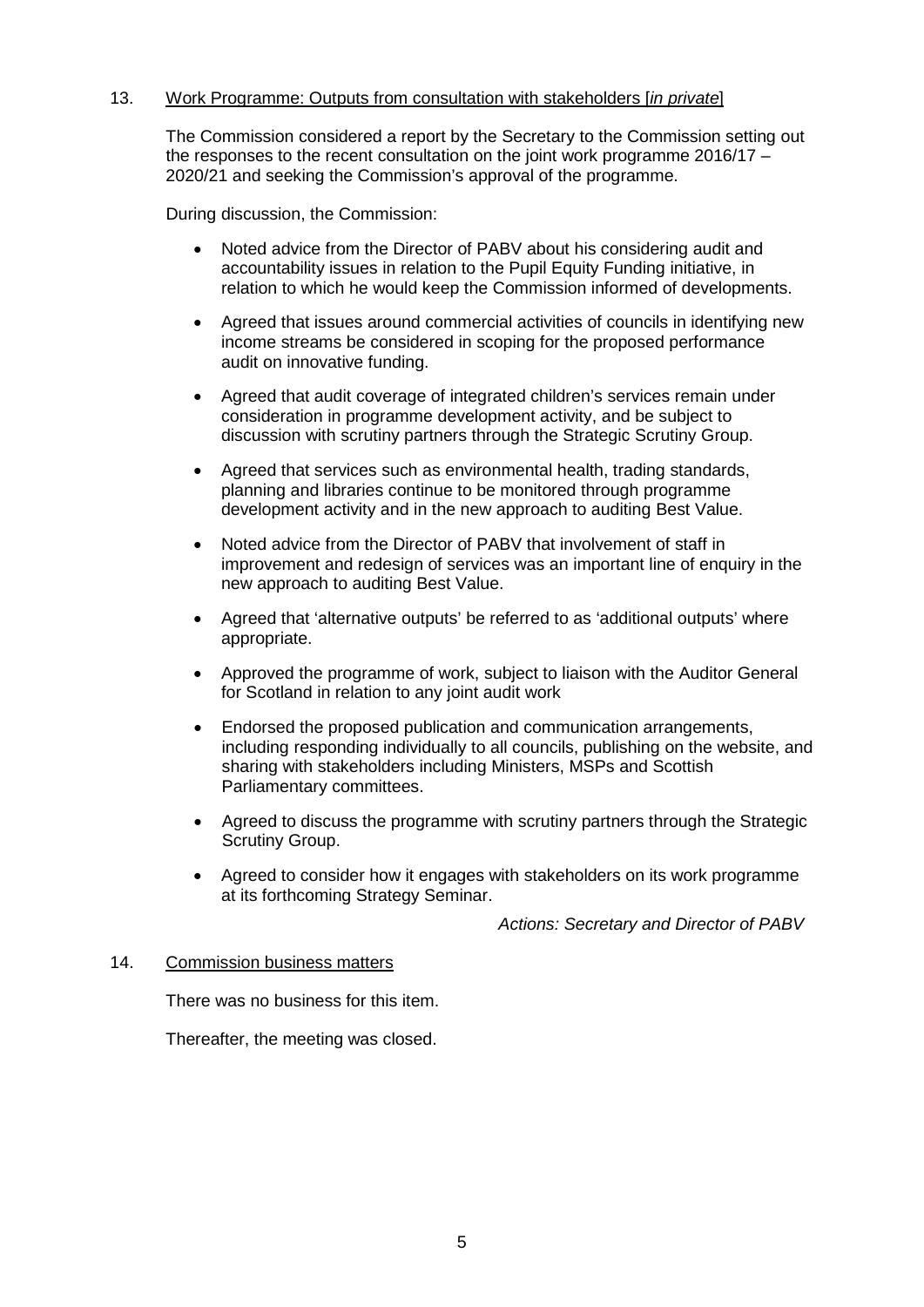13. <u>Work Programme: Outputs from consultation with stakeholders [*in private*]</u>

The Commission considered a report by the Secretary to the Commission setting out the responses to the recent consultation on the joint work programme 2016/17 – 2020/21 and seeking the Commission's approval of the programme.

During discussion, the Commission:

- Noted advice from the Director of PABV about his considering audit and accountability issues in relation to the Pupil Equity Funding initiative, in relation to which he would keep the Commission informed of developments.
- Agreed that issues around commercial activities of councils in identifying new income streams be considered in scoping for the proposed performance audit on innovative funding.
- Agreed that audit coverage of integrated children's services remain under consideration in programme development activity, and be subject to discussion with scrutiny partners through the Strategic Scrutiny Group.
- Agreed that services such as environmental health, trading standards, planning and libraries continue to be monitored through programme development activity and in the new approach to auditing Best Value.
- Noted advice from the Director of PABV that involvement of staff in improvement and redesign of services was an important line of enquiry in the new approach to auditing Best Value.
- Agreed that 'alternative outputs' be referred to as 'additional outputs' where appropriate.
- Approved the programme of work, subject to liaison with the Auditor General for Scotland in relation to any joint audit work
- Endorsed the proposed publication and communication arrangements, including responding individually to all councils, publishing on the website, and sharing with stakeholders including Ministers, MSPs and Scottish Parliamentary committees.
- Agreed to discuss the programme with scrutiny partners through the Strategic Scrutiny Group.
- Agreed to consider how it engages with stakeholders on its work programme at its forthcoming Strategy Seminar.

*Actions: Secretary and Director of PABV*

14. <u>Commission business matters</u>

There was no business for this item.

Thereafter, the meeting was closed.